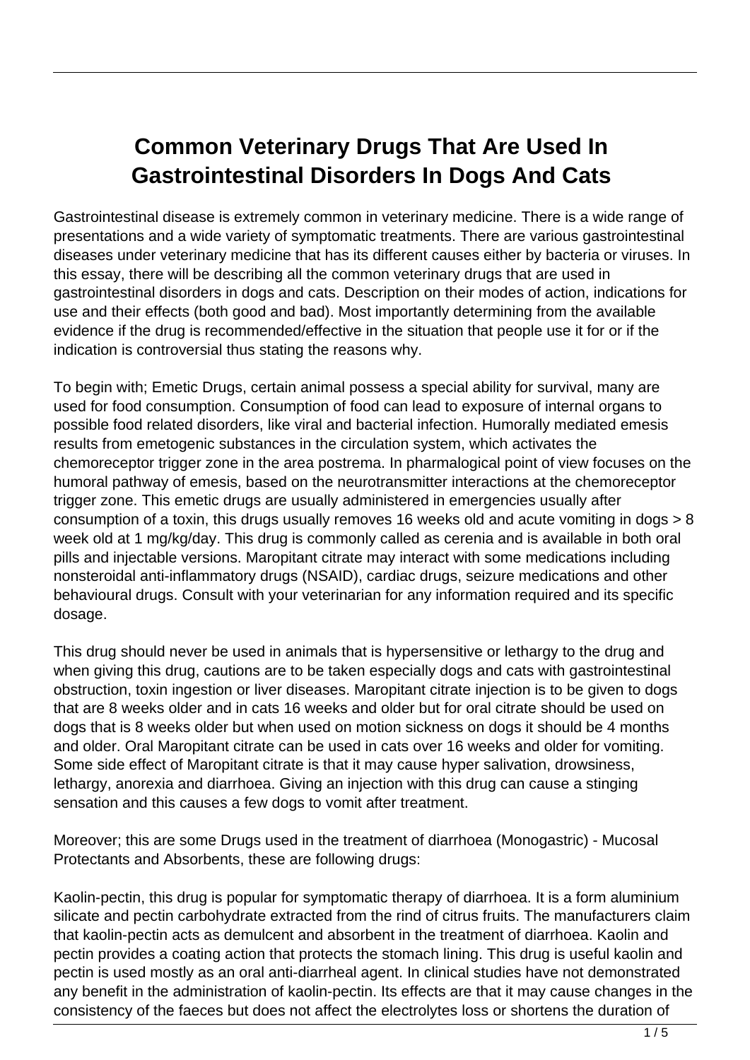# Common Veterinary Drugs That Are Used In Gastrointestinal Disorders In Dogs And Cats

Gastrointestinal disease is extremely common in veterinary medicine. There is a wide range of presentations and a wide variety of symptomatic treatments. There are various gastrointestinal diseases under veterinary medicine that has its different causes either by bacteria or viruses. In this essay, there will be describing all the common veterinary drugs that are used in gastrointestinal disorders in dogs and cats. Description on their modes of action, indications for use and their effects (both good and bad). Most importantly determining from the available evidence if the drug is recommended/effective in the situation that people use it for or if the indication is controversial thus stating the reasons why.

To begin with; Emetic Drugs, certain animal possess a special ability for survival, many are used for food consumption. Consumption of food can lead to exposure of internal organs to possible food related disorders, like viral and bacterial infection. Humorally mediated emesis results from emetogenic substances in the circulation system, which activates the chemoreceptor trigger zone in the area postrema. In pharmalogical point of view focuses on the humoral pathway of emesis, based on the neurotransmitter interactions at the chemoreceptor trigger zone. This emetic drugs are usually administered in emergencies usually after consumption of a toxin, this drugs usually removes 16 weeks old and acute vomiting in dogs > 8 week old at 1 mg/kg/day. This drug is commonly called as cerenia and is available in both oral pills and injectable versions. Maropitant citrate may interact with some medications including nonsteroidal anti-inflammatory drugs (NSAID), cardiac drugs, seizure medications and other behavioural drugs. Consult with your veterinarian for any information required and its specific dosage.

This drug should never be used in animals that is hypersensitive or lethargy to the drug and when giving this drug, cautions are to be taken especially dogs and cats with gastrointestinal obstruction, toxin ingestion or liver diseases. Maropitant citrate injection is to be given to dogs that are 8 weeks older and in cats 16 weeks and older but for oral citrate should be used on dogs that is 8 weeks older but when used on motion sickness on dogs it should be 4 months and older. Oral Maropitant citrate can be used in cats over 16 weeks and older for vomiting. Some side effect of Maropitant citrate is that it may cause hyper salivation, drowsiness, lethargy, anorexia and diarrhoea. Giving an injection with this drug can cause a stinging sensation and this causes a few dogs to vomit after treatment.

Moreover; this are some Drugs used in the treatment of diarrhoea (Monogastric) - Mucosal Protectants and Absorbents, these are following drugs:

Kaolin-pectin, this drug is popular for symptomatic therapy of diarrhoea. It is a form aluminium silicate and pectin carbohydrate extracted from the rind of citrus fruits. The manufacturers claim that kaolin-pectin acts as demulcent and absorbent in the treatment of diarrhoea. Kaolin and pectin provides a coating action that protects the stomach lining. This drug is useful kaolin and pectin is used mostly as an oral anti-diarrheal agent. In clinical studies have not demonstrated any benefit in the administration of kaolin-pectin. Its effects are that it may cause changes in the consistency of the faeces but does not affect the electrolytes loss or shortens the duration of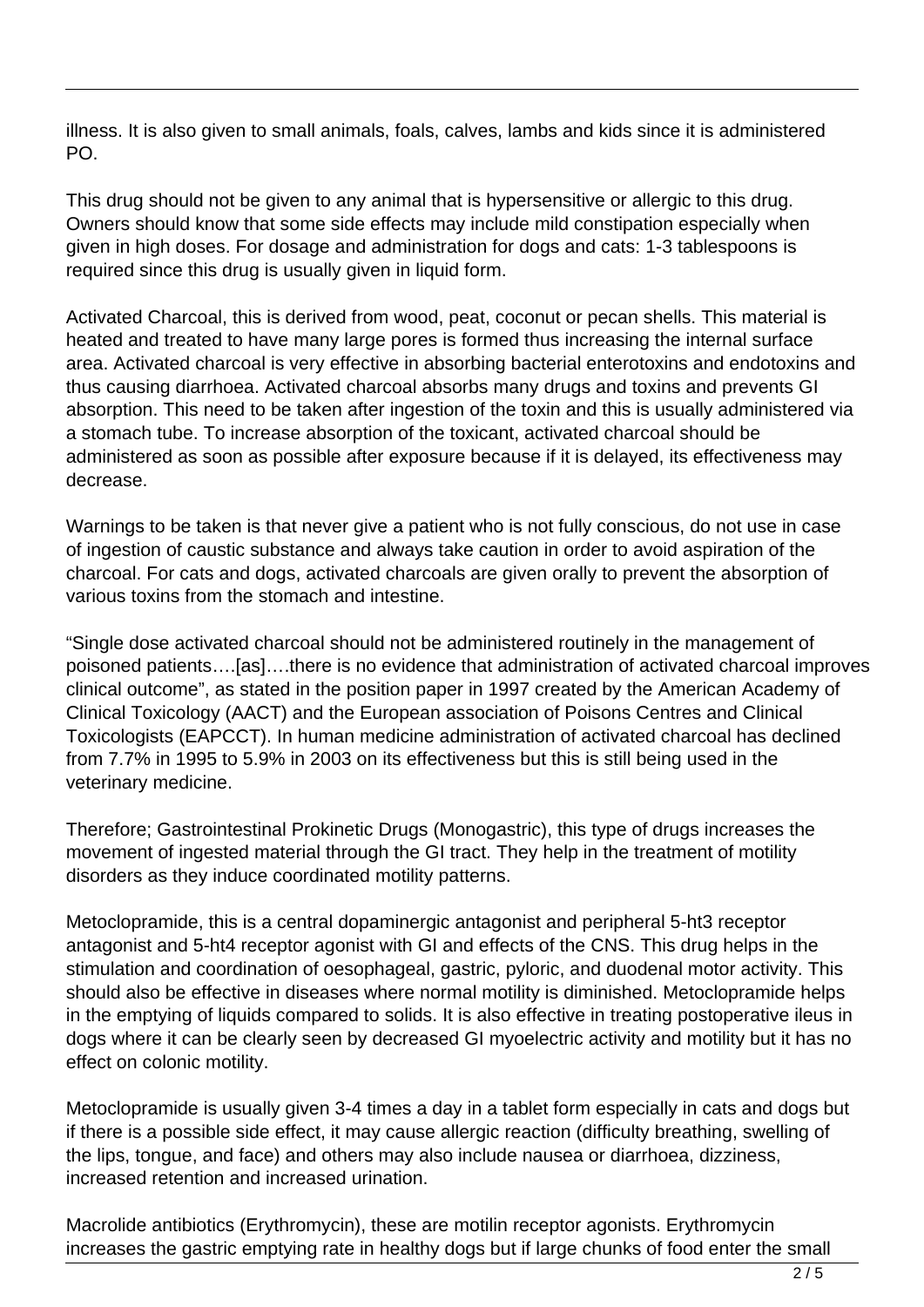illness. It is also given to small animals, foals, calves, lambs and kids since it is administered PO.

This drug should not be given to any animal that is hypersensitive or allergic to this drug. Owners should know that some side effects may include mild constipation especially when given in high doses. For dosage and administration for dogs and cats: 1-3 tablespoons is required since this drug is usually given in liquid form.

Activated Charcoal, this is derived from wood, peat, coconut or pecan shells. This material is heated and treated to have many large pores is formed thus increasing the internal surface area. Activated charcoal is very effective in absorbing bacterial enterotoxins and endotoxins and thus causing diarrhoea. Activated charcoal absorbs many drugs and toxins and prevents GI absorption. This need to be taken after ingestion of the toxin and this is usually administered via a stomach tube. To increase absorption of the toxicant, activated charcoal should be administered as soon as possible after exposure because if it is delayed, its effectiveness may decrease.

Warnings to be taken is that never give a patient who is not fully conscious, do not use in case of ingestion of caustic substance and always take caution in order to avoid aspiration of the charcoal. For cats and dogs, activated charcoals are given orally to prevent the absorption of various toxins from the stomach and intestine.

"Single dose activated charcoal should not be administered routinely in the management of poisoned patients….[as]….there is no evidence that administration of activated charcoal improves clinical outcome", as stated in the position paper in 1997 created by the American Academy of Clinical Toxicology (AACT) and the European association of Poisons Centres and Clinical Toxicologists (EAPCCT). In human medicine administration of activated charcoal has declined from 7.7% in 1995 to 5.9% in 2003 on its effectiveness but this is still being used in the veterinary medicine.

Therefore; Gastrointestinal Prokinetic Drugs (Monogastric), this type of drugs increases the movement of ingested material through the GI tract. They help in the treatment of motility disorders as they induce coordinated motility patterns.

Metoclopramide, this is a central dopaminergic antagonist and peripheral 5-ht3 receptor antagonist and 5-ht4 receptor agonist with GI and effects of the CNS. This drug helps in the stimulation and coordination of oesophageal, gastric, pyloric, and duodenal motor activity. This should also be effective in diseases where normal motility is diminished. Metoclopramide helps in the emptying of liquids compared to solids. It is also effective in treating postoperative ileus in dogs where it can be clearly seen by decreased GI myoelectric activity and motility but it has no effect on colonic motility.

Metoclopramide is usually given 3-4 times a day in a tablet form especially in cats and dogs but if there is a possible side effect, it may cause allergic reaction (difficulty breathing, swelling of the lips, tongue, and face) and others may also include nausea or diarrhoea, dizziness, increased retention and increased urination.

Macrolide antibiotics (Erythromycin), these are motilin receptor agonists. Erythromycin increases the gastric emptying rate in healthy dogs but if large chunks of food enter the small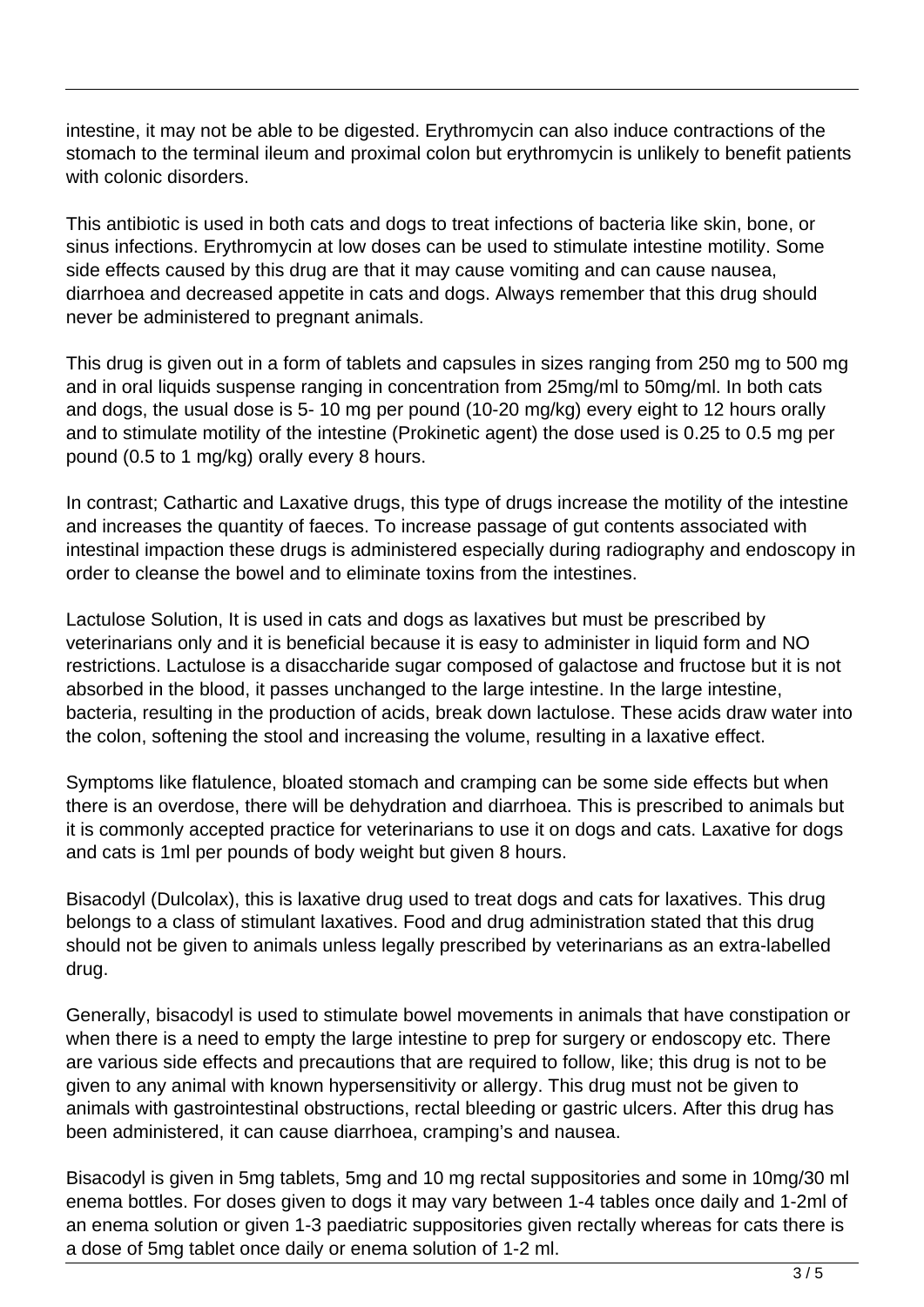intestine, it may not be able to be digested. Erythromycin can also induce contractions of the stomach to the terminal ileum and proximal colon but erythromycin is unlikely to benefit patients with colonic disorders.

This antibiotic is used in both cats and dogs to treat infections of bacteria like skin, bone, or sinus infections. Erythromycin at low doses can be used to stimulate intestine motility. Some side effects caused by this drug are that it may cause vomiting and can cause nausea, diarrhoea and decreased appetite in cats and dogs. Always remember that this drug should never be administered to pregnant animals.

This drug is given out in a form of tablets and capsules in sizes ranging from 250 mg to 500 mg and in oral liquids suspense ranging in concentration from 25mg/ml to 50mg/ml. In both cats and dogs, the usual dose is 5- 10 mg per pound (10-20 mg/kg) every eight to 12 hours orally and to stimulate motility of the intestine (Prokinetic agent) the dose used is 0.25 to 0.5 mg per pound (0.5 to 1 mg/kg) orally every 8 hours.

In contrast; Cathartic and Laxative drugs, this type of drugs increase the motility of the intestine and increases the quantity of faeces. To increase passage of gut contents associated with intestinal impaction these drugs is administered especially during radiography and endoscopy in order to cleanse the bowel and to eliminate toxins from the intestines.

Lactulose Solution, It is used in cats and dogs as laxatives but must be prescribed by veterinarians only and it is beneficial because it is easy to administer in liquid form and NO restrictions. Lactulose is a disaccharide sugar composed of galactose and fructose but it is not absorbed in the blood, it passes unchanged to the large intestine. In the large intestine, bacteria, resulting in the production of acids, break down lactulose. These acids draw water into the colon, softening the stool and increasing the volume, resulting in a laxative effect.

Symptoms like flatulence, bloated stomach and cramping can be some side effects but when there is an overdose, there will be dehydration and diarrhoea. This is prescribed to animals but it is commonly accepted practice for veterinarians to use it on dogs and cats. Laxative for dogs and cats is 1ml per pounds of body weight but given 8 hours.

Bisacodyl (Dulcolax), this is laxative drug used to treat dogs and cats for laxatives. This drug belongs to a class of stimulant laxatives. Food and drug administration stated that this drug should not be given to animals unless legally prescribed by veterinarians as an extra-labelled drug.

Generally, bisacodyl is used to stimulate bowel movements in animals that have constipation or when there is a need to empty the large intestine to prep for surgery or endoscopy etc. There are various side effects and precautions that are required to follow, like; this drug is not to be given to any animal with known hypersensitivity or allergy. This drug must not be given to animals with gastrointestinal obstructions, rectal bleeding or gastric ulcers. After this drug has been administered, it can cause diarrhoea, cramping's and nausea.

Bisacodyl is given in 5mg tablets, 5mg and 10 mg rectal suppositories and some in 10mg/30 ml enema bottles. For doses given to dogs it may vary between 1-4 tables once daily and 1-2ml of an enema solution or given 1-3 paediatric suppositories given rectally whereas for cats there is a dose of 5mg tablet once daily or enema solution of 1-2 ml.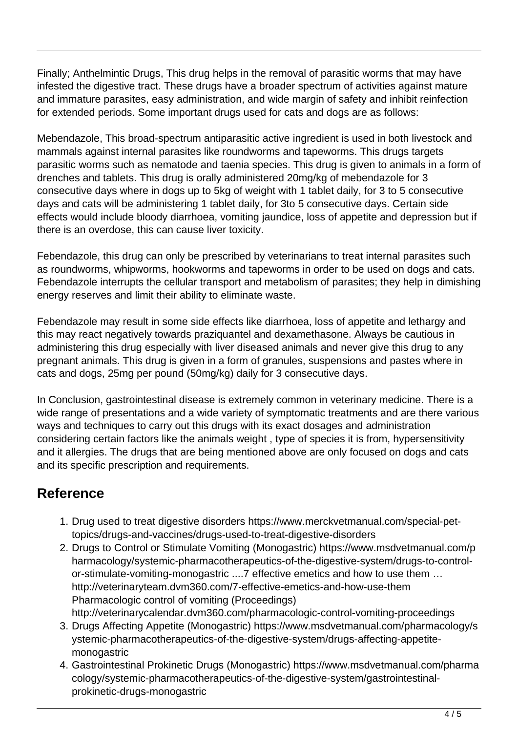Finally; Anthelmintic Drugs, This drug helps in the removal of parasitic worms that may have infested the digestive tract. These drugs have a broader spectrum of activities against mature and immature parasites, easy administration, and wide margin of safety and inhibit reinfection for extended periods. Some important drugs used for cats and dogs are as follows:

Mebendazole, This broad-spectrum antiparasitic active ingredient is used in both livestock and mammals against internal parasites like roundworms and tapeworms. This drugs targets parasitic worms such as nematode and taenia species. This drug is given to animals in a form of drenches and tablets. This drug is orally administered 20mg/kg of mebendazole for 3 consecutive days where in dogs up to 5kg of weight with 1 tablet daily, for 3 to 5 consecutive days and cats will be administering 1 tablet daily, for 3to 5 consecutive days. Certain side effects would include bloody diarrhoea, vomiting jaundice, loss of appetite and depression but if there is an overdose, this can cause liver toxicity.

Febendazole, this drug can only be prescribed by veterinarians to treat internal parasites such as roundworms, whipworms, hookworms and tapeworms in order to be used on dogs and cats. Febendazole interrupts the cellular transport and metabolism of parasites; they help in dimishing energy reserves and limit their ability to eliminate waste.

Febendazole may result in some side effects like diarrhoea, loss of appetite and lethargy and this may react negatively towards praziquantel and dexamethasone. Always be cautious in administering this drug especially with liver diseased animals and never give this drug to any pregnant animals. This drug is given in a form of granules, suspensions and pastes where in cats and dogs, 25mg per pound (50mg/kg) daily for 3 consecutive days.

In Conclusion, gastrointestinal disease is extremely common in veterinary medicine. There is a wide range of presentations and a wide variety of symptomatic treatments and are there various ways and techniques to carry out this drugs with its exact dosages and administration considering certain factors like the animals weight , type of species it is from, hypersensitivity and it allergies. The drugs that are being mentioned above are only focused on dogs and cats and its specific prescription and requirements.

## Reference

1. Drug used to treat digestive disorders https://www.merckvetmanual.com/special-pet-topics/drugs-and-vaccines/drugs-used-to-treat-digestive-disorders
2. Drugs to Control or Stimulate Vomiting (Monogastric) https://www.msdvetmanual.com/pharmacology/systemic-pharmacotherapeutics-of-the-digestive-system/drugs-to-control-or-stimulate-vomiting-monogastric ....7 effective emetics and how to use them … http://veterinaryteam.dvm360.com/7-effective-emetics-and-how-use-them Pharmacologic control of vomiting (Proceedings) http://veterinarycalendar.dvm360.com/pharmacologic-control-vomiting-proceedings
3. Drugs Affecting Appetite (Monogastric) https://www.msdvetmanual.com/pharmacology/systemic-pharmacotherapeutics-of-the-digestive-system/drugs-affecting-appetite-monogastric
4. Gastrointestinal Prokinetic Drugs (Monogastric) https://www.msdvetmanual.com/pharmacology/systemic-pharmacotherapeutics-of-the-digestive-system/gastrointestinal-prokinetic-drugs-monogastric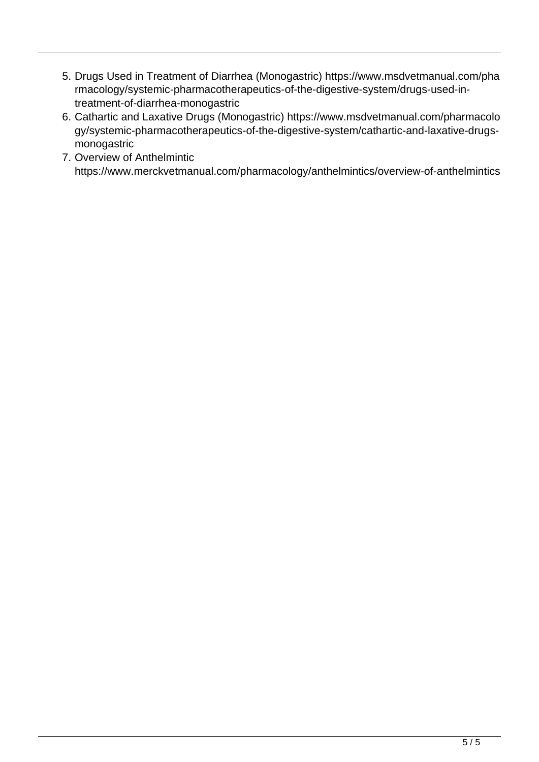5. Drugs Used in Treatment of Diarrhea (Monogastric) https://www.msdvetmanual.com/pharmacology/systemic-pharmacotherapeutics-of-the-digestive-system/drugs-used-in-treatment-of-diarrhea-monogastric
6. Cathartic and Laxative Drugs (Monogastric) https://www.msdvetmanual.com/pharmacology/systemic-pharmacotherapeutics-of-the-digestive-system/cathartic-and-laxative-drugs-monogastric
7. Overview of Anthelmintic https://www.merckvetmanual.com/pharmacology/anthelmintics/overview-of-anthelmintics